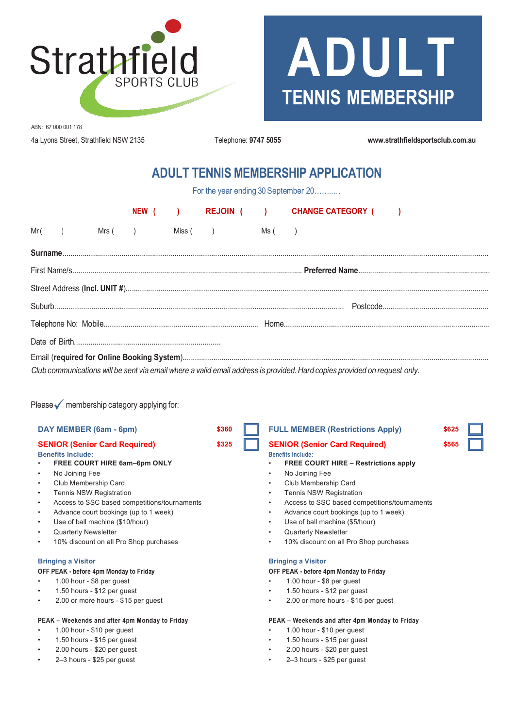Strathfield SPORTS CLUB

# ADULT

## TENNIS MEMBERSHIP

ABN: 67 000 001 178

4a Lyons Street, Strathfield NSW 2135 Telephone: **9747 5055** **www.strathfieldsportsclub.com.au**

## ADULT TENNIS MEMBERSHIP APPLICATION

For the year ending 30 September 20……..…

**NEW ( )** **REJOIN ( )** **CHANGE CATEGORY ( )**

Mr ( ) Mrs ( ) Miss ( ) Ms ( )

**Surname**……………………………………………………………………………………………………………………………

First Name/s…………………………………………………………… **Preferred Name**……………………………………………

Street Address (**Incl. UNIT #**)…………………………………………………………………………………………………

Suburb………………………………………………………………………………… Postcode……………………………………

Telephone No: Mobile……………………………………………… Home………………………………………………………

Date of Birth……………………………………………………

Email (**required for Online Booking System**)……………………………………………………………………………………

*Club communications will be sent via email where a valid email address is provided. Hard copies provided on request only.*

Please ✓ membership category applying for:

**DAY MEMBER (6am - 6pm)** **$360** ☐

**SENIOR (Senior Card Required)** **$325** ☐

**Benefits Include:**

- **FREE COURT HIRE 6am–6pm ONLY**
- No Joining Fee
- Club Membership Card
- Tennis NSW Registration
- Access to SSC based competitions/tournaments
- Advance court bookings (up to 1 week)
- Use of ball machine ($10/hour)
- Quarterly Newsletter
- 10% discount on all Pro Shop purchases

**Bringing a Visitor**

**OFF PEAK - before 4pm Monday to Friday**

- 1.00 hour - $8 per guest
- 1.50 hours - $12 per guest
- 2.00 or more hours - $15 per guest

**PEAK – Weekends and after 4pm Monday to Friday**

- 1.00 hour - $10 per guest
- 1.50 hours - $15 per guest
- 2.00 hours - $20 per guest
- 2–3 hours - $25 per guest

**FULL MEMBER (Restrictions Apply)** **$625** ☐

**SENIOR (Senior Card Required)** **$565** ☐

**Benefits Include:**

- **FREE COURT HIRE – Restrictions apply**
- No Joining Fee
- Club Membership Card
- Tennis NSW Registration
- Access to SSC based competitions/tournaments
- Advance court bookings (up to 1 week)
- Use of ball machine ($5/hour)
- Quarterly Newsletter
- 10% discount on all Pro Shop purchases

**Bringing a Visitor**

**OFF PEAK - before 4pm Monday to Friday**

- 1.00 hour - $8 per guest
- 1.50 hours - $12 per guest
- 2.00 or more hours - $15 per guest

**PEAK – Weekends and after 4pm Monday to Friday**

- 1.00 hour - $10 per guest
- 1.50 hours - $15 per guest
- 2.00 hours - $20 per guest
- 2–3 hours - $25 per guest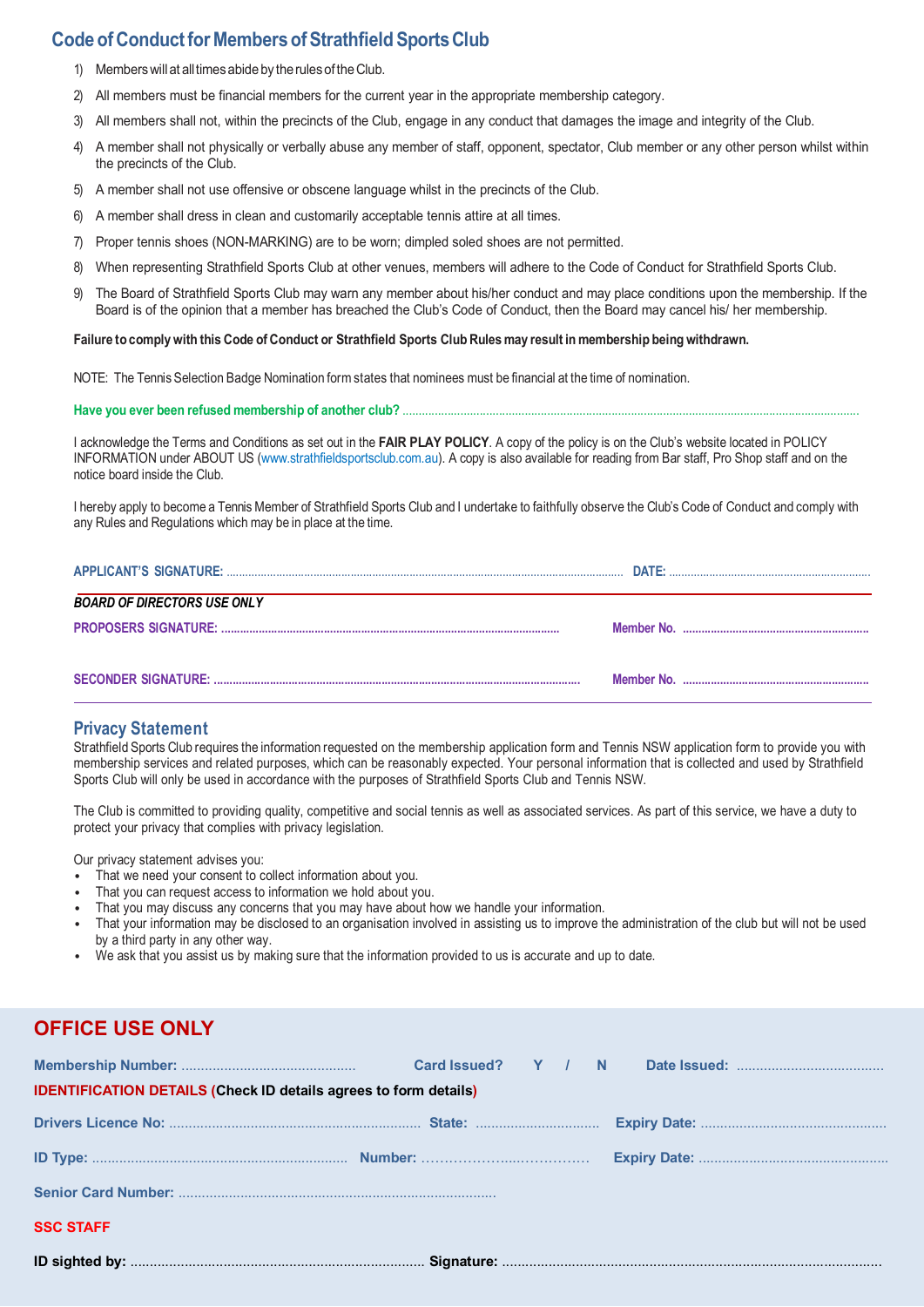## Code of Conduct for Members of Strathfield Sports Club

1) Members will at all times abide by the rules of the Club.
2) All members must be financial members for the current year in the appropriate membership category.
3) All members shall not, within the precincts of the Club, engage in any conduct that damages the image and integrity of the Club.
4) A member shall not physically or verbally abuse any member of staff, opponent, spectator, Club member or any other person whilst within the precincts of the Club.
5) A member shall not use offensive or obscene language whilst in the precincts of the Club.
6) A member shall dress in clean and customarily acceptable tennis attire at all times.
7) Proper tennis shoes (NON-MARKING) are to be worn; dimpled soled shoes are not permitted.
8) When representing Strathfield Sports Club at other venues, members will adhere to the Code of Conduct for Strathfield Sports Club.
9) The Board of Strathfield Sports Club may warn any member about his/her conduct and may place conditions upon the membership. If the Board is of the opinion that a member has breached the Club's Code of Conduct, then the Board may cancel his/ her membership.

**Failure to comply with this Code of Conduct or Strathfield Sports Club Rules may result in membership being withdrawn.**

NOTE: The Tennis Selection Badge Nomination form states that nominees must be financial at the time of nomination.

**Have you ever been refused membership of another club?** ..................................................

I acknowledge the Terms and Conditions as set out in the **FAIR PLAY POLICY**. A copy of the policy is on the Club's website located in POLICY INFORMATION under ABOUT US (www.strathfieldsportsclub.com.au). A copy is also available for reading from Bar staff, Pro Shop staff and on the notice board inside the Club.

I hereby apply to become a Tennis Member of Strathfield Sports Club and I undertake to faithfully observe the Club's Code of Conduct and comply with any Rules and Regulations which may be in place at the time.

**APPLICANT'S SIGNATURE:** .................................................. **DATE:** ..................................................

***BOARD OF DIRECTORS USE ONLY***

**PROPOSERS SIGNATURE:** .................................................. **Member No.** ..................................................

**SECONDER SIGNATURE:** .................................................. **Member No.** ..................................................

## Privacy Statement

Strathfield Sports Club requires the information requested on the membership application form and Tennis NSW application form to provide you with membership services and related purposes, which can be reasonably expected. Your personal information that is collected and used by Strathfield Sports Club will only be used in accordance with the purposes of Strathfield Sports Club and Tennis NSW.

The Club is committed to providing quality, competitive and social tennis as well as associated services. As part of this service, we have a duty to protect your privacy that complies with privacy legislation.

Our privacy statement advises you:

- That we need your consent to collect information about you.
- That you can request access to information we hold about you.
- That you may discuss any concerns that you may have about how we handle your information.
- That your information may be disclosed to an organisation involved in assisting us to improve the administration of the club but will not be used by a third party in any other way.
- We ask that you assist us by making sure that the information provided to us is accurate and up to date.

## OFFICE USE ONLY

**Membership Number:** .................................................. **Card Issued?** Y / N **Date Issued:** ..................................................

**IDENTIFICATION DETAILS (Check ID details agrees to form details)**

**Drivers Licence No:** .................................................. **State:** .................................................. **Expiry Date:** ..................................................

**ID Type:** .................................................. **Number:** .................................................. **Expiry Date:** ..................................................

**Senior Card Number:** ..................................................

**SSC STAFF**

**ID sighted by:** .................................................. **Signature:** ..................................................